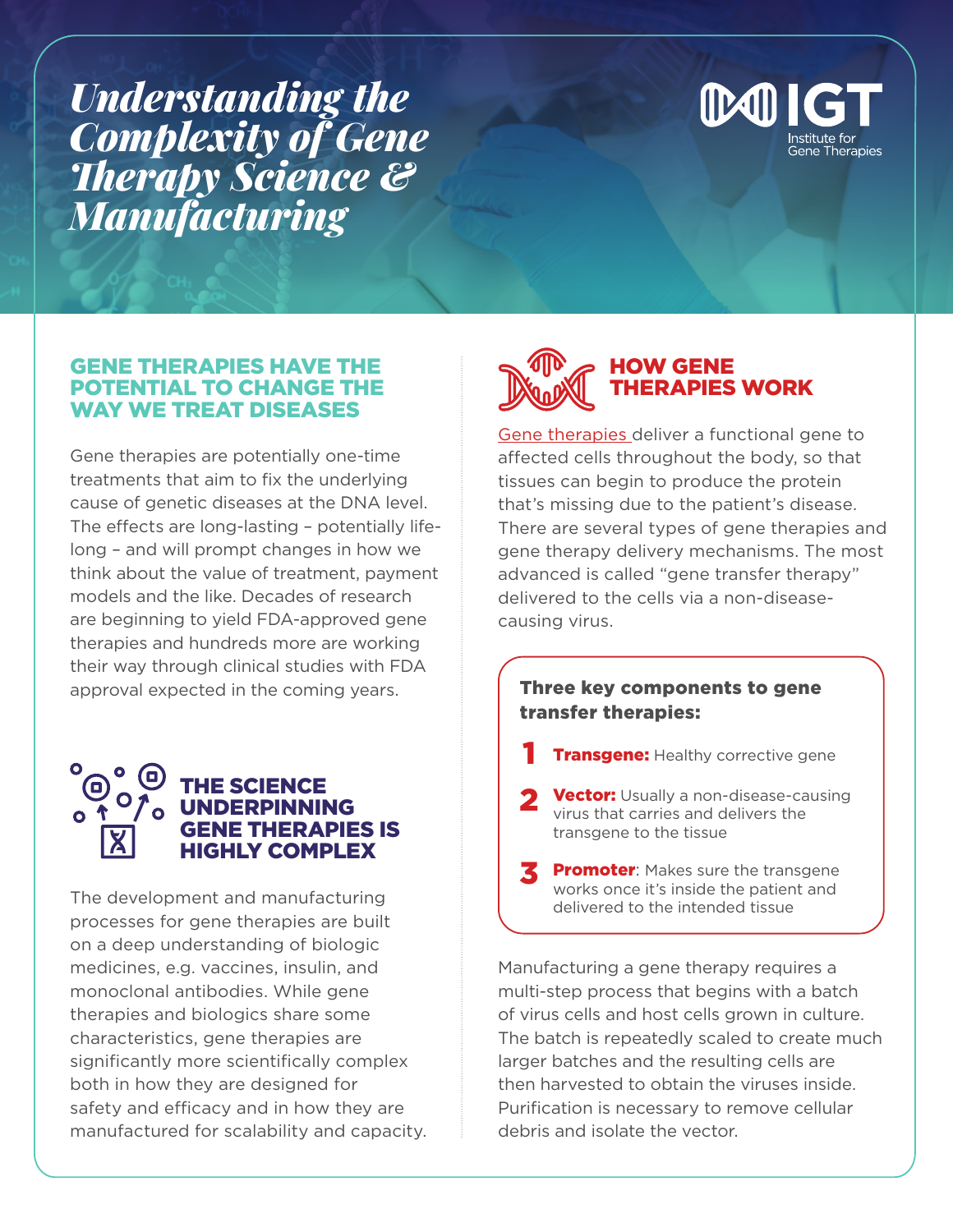# *Understanding the Complexity of Gene Therapy Science & Manufacturing*

IGT
Institute for Gene Therapies

## GENE THERAPIES HAVE THE POTENTIAL TO CHANGE THE WAY WE TREAT DISEASES

Gene therapies are potentially one-time treatments that aim to fix the underlying cause of genetic diseases at the DNA level. The effects are long-lasting – potentially life-long – and will prompt changes in how we think about the value of treatment, payment models and the like. Decades of research are beginning to yield FDA-approved gene therapies and hundreds more are working their way through clinical studies with FDA approval expected in the coming years.

## THE SCIENCE UNDERPINNING GENE THERAPIES IS HIGHLY COMPLEX

The development and manufacturing processes for gene therapies are built on a deep understanding of biologic medicines, e.g. vaccines, insulin, and monoclonal antibodies. While gene therapies and biologics share some characteristics, gene therapies are significantly more scientifically complex both in how they are designed for safety and efficacy and in how they are manufactured for scalability and capacity.

## HOW GENE THERAPIES WORK

Gene therapies deliver a functional gene to affected cells throughout the body, so that tissues can begin to produce the protein that's missing due to the patient's disease. There are several types of gene therapies and gene therapy delivery mechanisms. The most advanced is called "gene transfer therapy" delivered to the cells via a non-disease-causing virus.

**Three key components to gene transfer therapies:**

1. **Transgene:** Healthy corrective gene
2. **Vector:** Usually a non-disease-causing virus that carries and delivers the transgene to the tissue
3. **Promoter**: Makes sure the transgene works once it's inside the patient and delivered to the intended tissue

Manufacturing a gene therapy requires a multi-step process that begins with a batch of virus cells and host cells grown in culture. The batch is repeatedly scaled to create much larger batches and the resulting cells are then harvested to obtain the viruses inside. Purification is necessary to remove cellular debris and isolate the vector.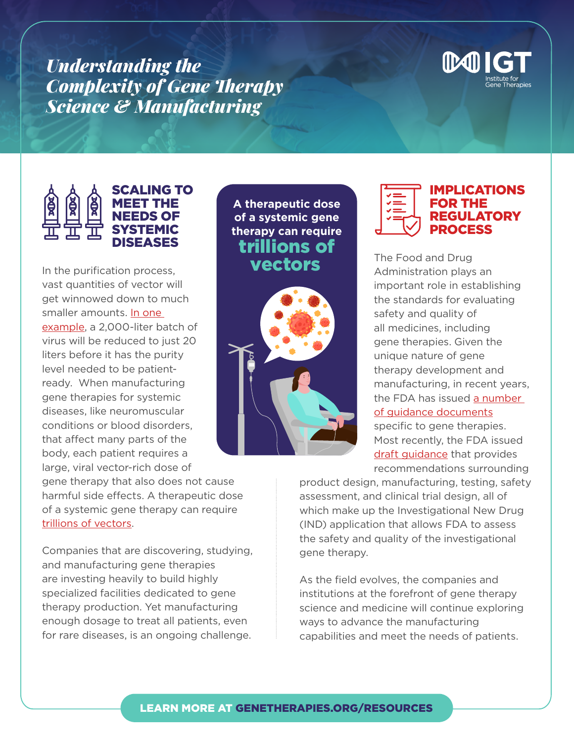# *Understanding the Complexity of Gene Therapy Science & Manufacturing*

IGT Institute for Gene Therapies

## SCALING TO MEET THE NEEDS OF SYSTEMIC DISEASES

In the purification process, vast quantities of vector will get winnowed down to much smaller amounts. In one example, a 2,000-liter batch of virus will be reduced to just 20 liters before it has the purity level needed to be patient-ready. When manufacturing gene therapies for systemic diseases, like neuromuscular conditions or blood disorders, that affect many parts of the body, each patient requires a large, viral vector-rich dose of gene therapy that also does not cause harmful side effects. A therapeutic dose of a systemic gene therapy can require trillions of vectors.

Companies that are discovering, studying, and manufacturing gene therapies are investing heavily to build highly specialized facilities dedicated to gene therapy production. Yet manufacturing enough dosage to treat all patients, even for rare diseases, is an ongoing challenge.

A therapeutic dose of a systemic gene therapy can require **trillions of vectors**

## IMPLICATIONS FOR THE REGULATORY PROCESS

The Food and Drug Administration plays an important role in establishing the standards for evaluating safety and quality of all medicines, including gene therapies. Given the unique nature of gene therapy development and manufacturing, in recent years, the FDA has issued a number of guidance documents specific to gene therapies. Most recently, the FDA issued draft guidance that provides recommendations surrounding product design, manufacturing, testing, safety assessment, and clinical trial design, all of which make up the Investigational New Drug (IND) application that allows FDA to assess the safety and quality of the investigational gene therapy.

As the field evolves, the companies and institutions at the forefront of gene therapy science and medicine will continue exploring ways to advance the manufacturing capabilities and meet the needs of patients.

**LEARN MORE AT GENETHERAPIES.ORG/RESOURCES**